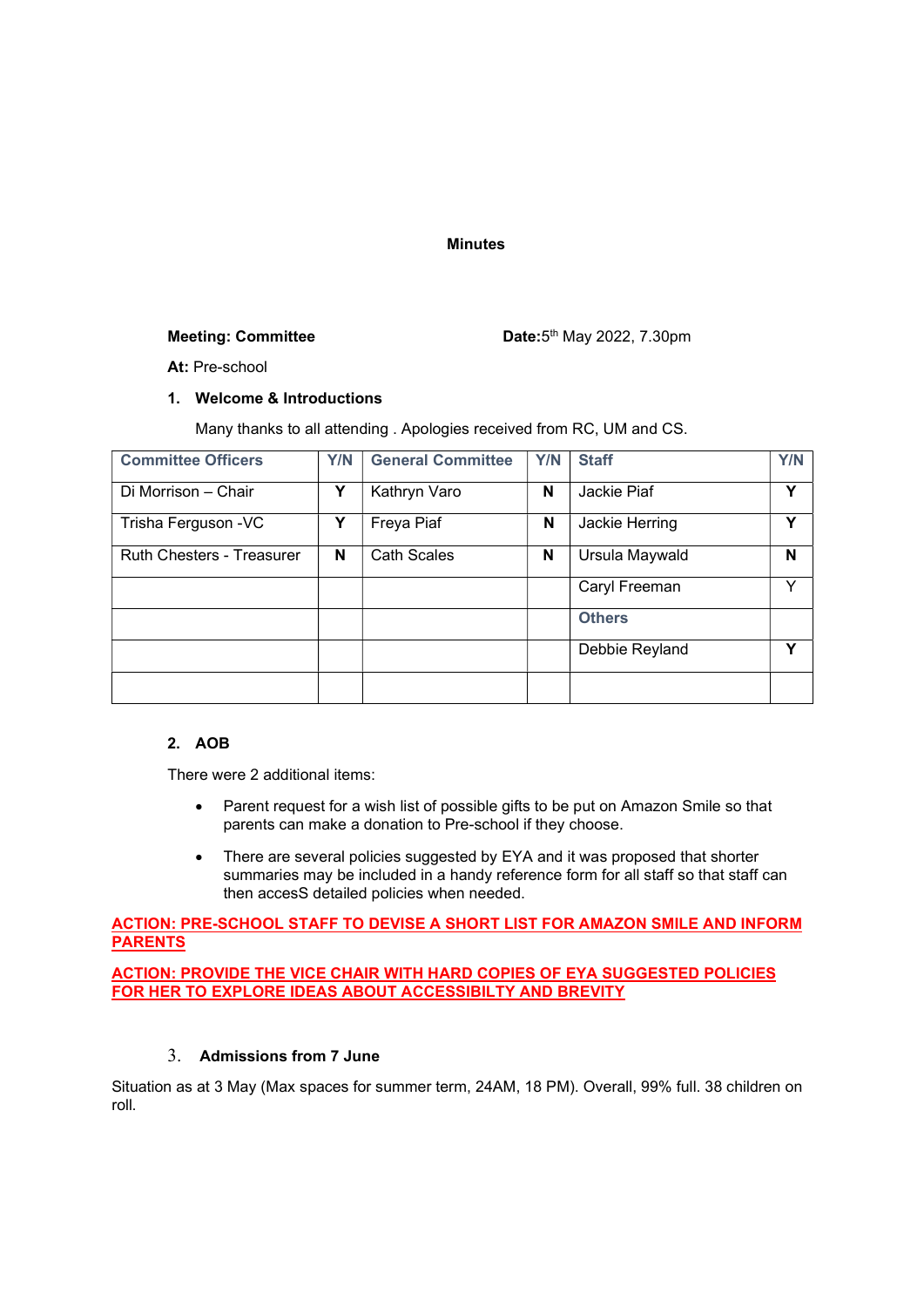**Minutes**

**Meeting: Committee** **Date:** 5th May 2022, 7.30pm

**At:** Pre-school

1. **Welcome & Introductions**

Many thanks to all attending . Apologies received from RC, UM and CS.

| Committee Officers | Y/N | General Committee | Y/N | Staff | Y/N |
|---|---|---|---|---|---|
| Di Morrison – Chair | **Y** | Kathryn Varo | **N** | Jackie Piaf | **Y** |
| Trisha Ferguson -VC | **Y** | Freya Piaf | **N** | Jackie Herring | **Y** |
| Ruth Chesters - Treasurer | **N** | Cath Scales | **N** | Ursula Maywald | **N** |
| | | | | Caryl Freeman | Y |
| | | | | **Others** | |
| | | | | Debbie Reyland | **Y** |
| | | | | | |

2. **AOB**

There were 2 additional items:

- Parent request for a wish list of possible gifts to be put on Amazon Smile so that parents can make a donation to Pre-school if they choose.
- There are several policies suggested by EYA and it was proposed that shorter summaries may be included in a handy reference form for all staff so that staff can then accesS detailed policies when needed.

**ACTION: PRE-SCHOOL STAFF TO DEVISE A SHORT LIST FOR AMAZON SMILE AND INFORM PARENTS**

**ACTION: PROVIDE THE VICE CHAIR WITH HARD COPIES OF EYA SUGGESTED POLICIES FOR HER TO EXPLORE IDEAS ABOUT ACCESSIBILTY AND BREVITY**

3. **Admissions from 7 June**

Situation as at 3 May (Max spaces for summer term, 24AM, 18 PM). Overall, 99% full. 38 children on roll.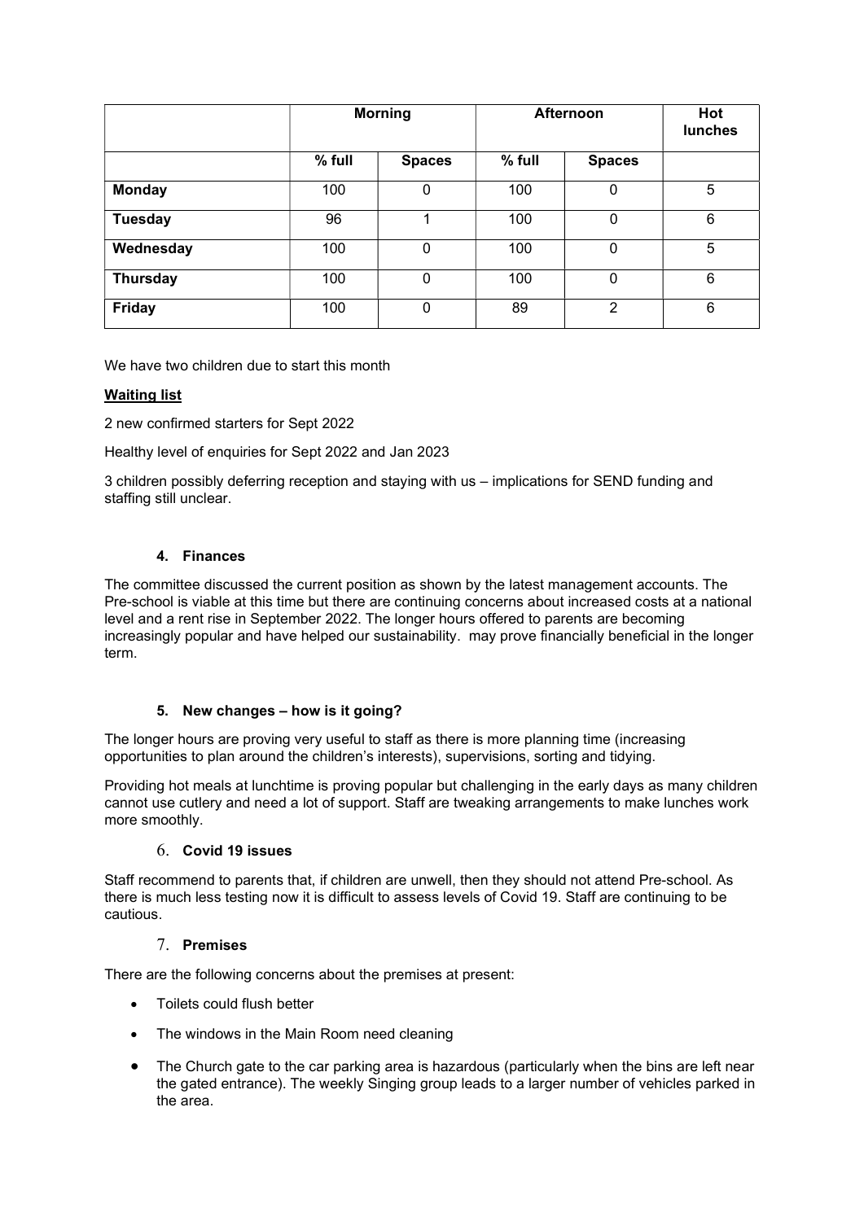| | Morning | | Afternoon | | Hot lunches |
|---|---|---|---|---|---|
| | % full | Spaces | % full | Spaces | |
| **Monday** | 100 | 0 | 100 | 0 | 5 |
| **Tuesday** | 96 | 1 | 100 | 0 | 6 |
| **Wednesday** | 100 | 0 | 100 | 0 | 5 |
| **Thursday** | 100 | 0 | 100 | 0 | 6 |
| **Friday** | 100 | 0 | 89 | 2 | 6 |

We have two children due to start this month

**Waiting list**

2 new confirmed starters for Sept 2022

Healthy level of enquiries for Sept 2022 and Jan 2023

3 children possibly deferring reception and staying with us – implications for SEND funding and staffing still unclear.

### 4. Finances

The committee discussed the current position as shown by the latest management accounts. The Pre-school is viable at this time but there are continuing concerns about increased costs at a national level and a rent rise in September 2022. The longer hours offered to parents are becoming increasingly popular and have helped our sustainability. may prove financially beneficial in the longer term.

### 5. New changes – how is it going?

The longer hours are proving very useful to staff as there is more planning time (increasing opportunities to plan around the children's interests), supervisions, sorting and tidying.

Providing hot meals at lunchtime is proving popular but challenging in the early days as many children cannot use cutlery and need a lot of support. Staff are tweaking arrangements to make lunches work more smoothly.

### 6. Covid 19 issues

Staff recommend to parents that, if children are unwell, then they should not attend Pre-school. As there is much less testing now it is difficult to assess levels of Covid 19. Staff are continuing to be cautious.

### 7. Premises

There are the following concerns about the premises at present:

- Toilets could flush better
- The windows in the Main Room need cleaning
- The Church gate to the car parking area is hazardous (particularly when the bins are left near the gated entrance). The weekly Singing group leads to a larger number of vehicles parked in the area.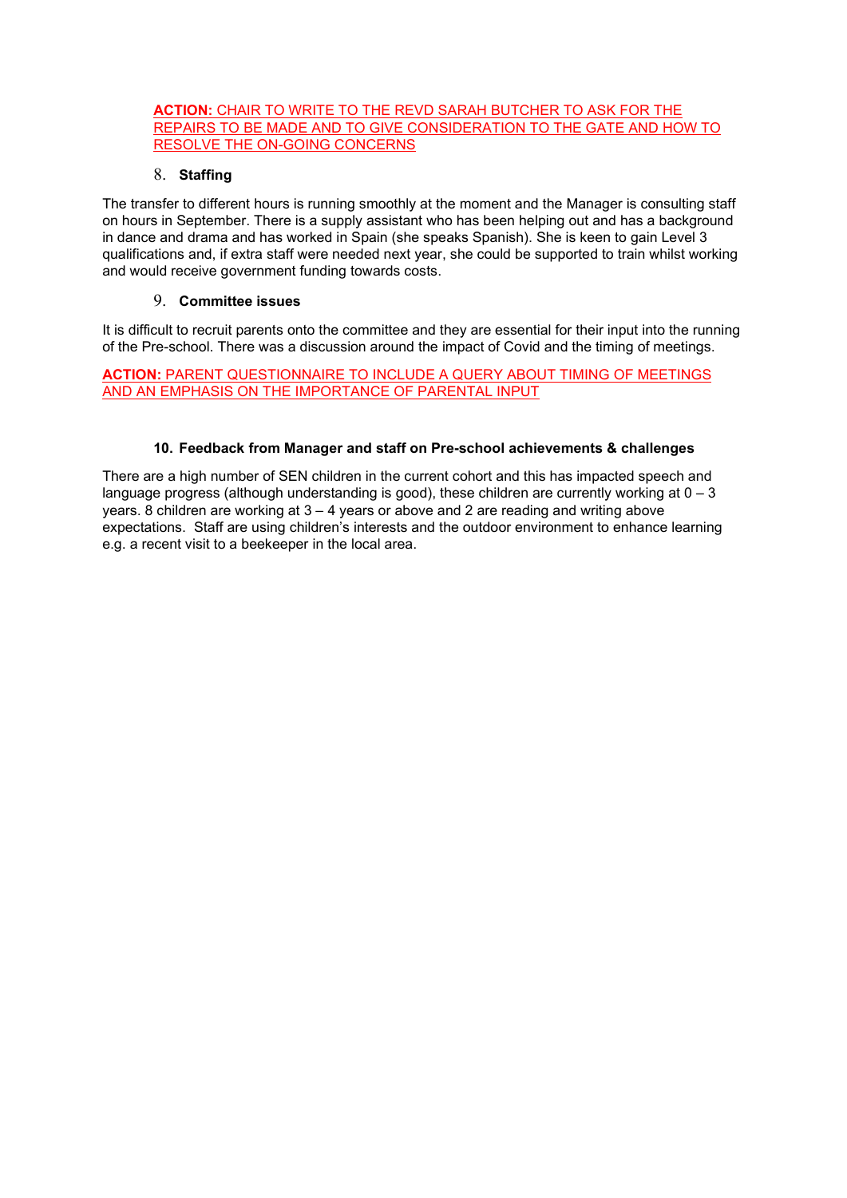**ACTION:** CHAIR TO WRITE TO THE REVD SARAH BUTCHER TO ASK FOR THE REPAIRS TO BE MADE AND TO GIVE CONSIDERATION TO THE GATE AND HOW TO RESOLVE THE ON-GOING CONCERNS

## 8. Staffing

The transfer to different hours is running smoothly at the moment and the Manager is consulting staff on hours in September. There is a supply assistant who has been helping out and has a background in dance and drama and has worked in Spain (she speaks Spanish). She is keen to gain Level 3 qualifications and, if extra staff were needed next year, she could be supported to train whilst working and would receive government funding towards costs.

## 9. Committee issues

It is difficult to recruit parents onto the committee and they are essential for their input into the running of the Pre-school. There was a discussion around the impact of Covid and the timing of meetings.

**ACTION:** PARENT QUESTIONNAIRE TO INCLUDE A QUERY ABOUT TIMING OF MEETINGS AND AN EMPHASIS ON THE IMPORTANCE OF PARENTAL INPUT

## 10. Feedback from Manager and staff on Pre-school achievements & challenges

There are a high number of SEN children in the current cohort and this has impacted speech and language progress (although understanding is good), these children are currently working at 0 – 3 years. 8 children are working at 3 – 4 years or above and 2 are reading and writing above expectations. Staff are using children's interests and the outdoor environment to enhance learning e.g. a recent visit to a beekeeper in the local area.